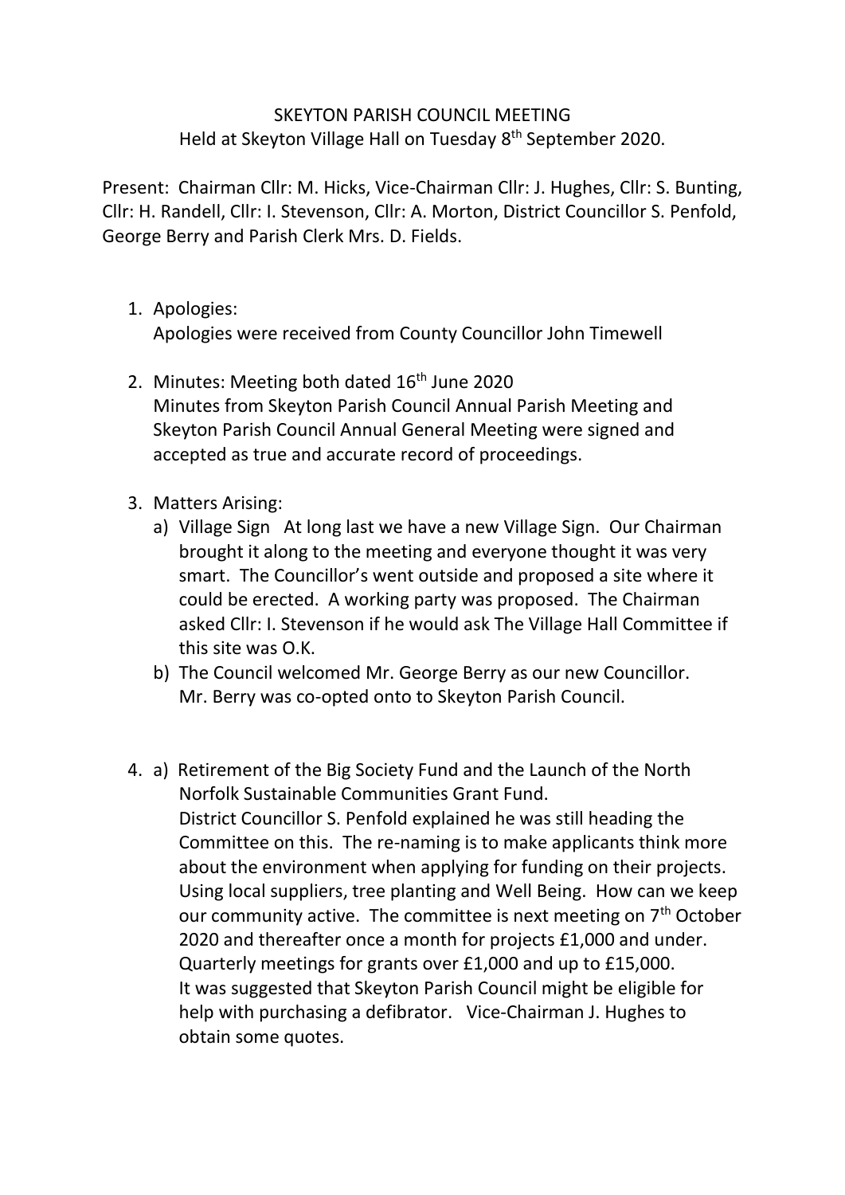# SKEYTON PARISH COUNCIL MEETING

Held at Skeyton Village Hall on Tuesday 8th September 2020.

Present: Chairman Cllr: M. Hicks, Vice-Chairman Cllr: J. Hughes, Cllr: S. Bunting, Cllr: H. Randell, Cllr: I. Stevenson, Cllr: A. Morton, District Councillor S. Penfold, George Berry and Parish Clerk Mrs. D. Fields.

1. Apologies:
   Apologies were received from County Councillor John Timewell

2. Minutes: Meeting both dated 16th June 2020
   Minutes from Skeyton Parish Council Annual Parish Meeting and Skeyton Parish Council Annual General Meeting were signed and accepted as true and accurate record of proceedings.

3. Matters Arising:
   a) Village Sign At long last we have a new Village Sign. Our Chairman brought it along to the meeting and everyone thought it was very smart. The Councillor's went outside and proposed a site where it could be erected. A working party was proposed. The Chairman asked Cllr: I. Stevenson if he would ask The Village Hall Committee if this site was O.K.
   b) The Council welcomed Mr. George Berry as our new Councillor. Mr. Berry was co-opted onto to Skeyton Parish Council.

4. a) Retirement of the Big Society Fund and the Launch of the North Norfolk Sustainable Communities Grant Fund.
   District Councillor S. Penfold explained he was still heading the Committee on this. The re-naming is to make applicants think more about the environment when applying for funding on their projects. Using local suppliers, tree planting and Well Being. How can we keep our community active. The committee is next meeting on 7th October 2020 and thereafter once a month for projects £1,000 and under. Quarterly meetings for grants over £1,000 and up to £15,000.
   It was suggested that Skeyton Parish Council might be eligible for help with purchasing a defibrator. Vice-Chairman J. Hughes to obtain some quotes.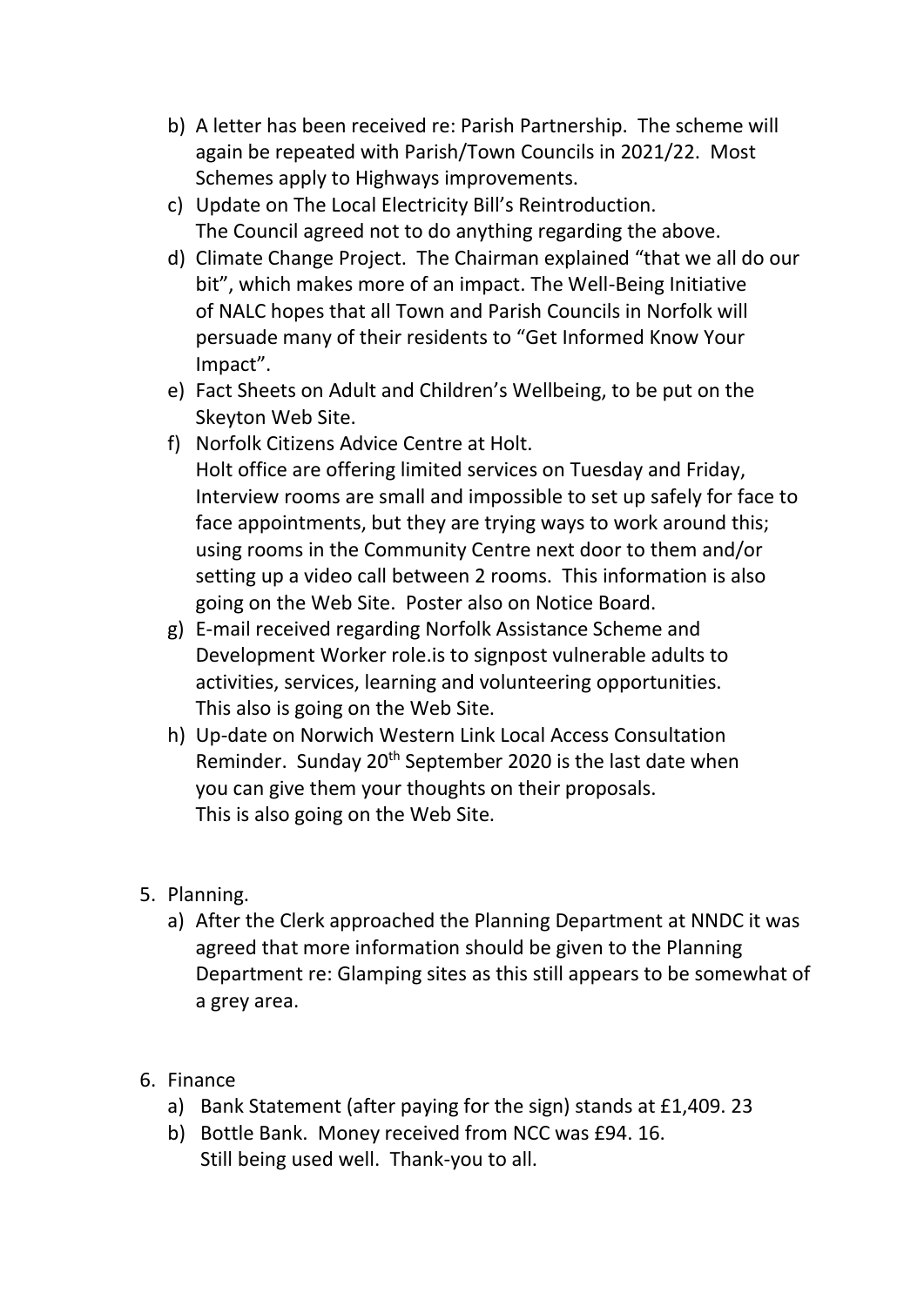b) A letter has been received re: Parish Partnership. The scheme will again be repeated with Parish/Town Councils in 2021/22. Most Schemes apply to Highways improvements.

c) Update on The Local Electricity Bill's Reintroduction.
   The Council agreed not to do anything regarding the above.

d) Climate Change Project. The Chairman explained "that we all do our bit", which makes more of an impact. The Well-Being Initiative of NALC hopes that all Town and Parish Councils in Norfolk will persuade many of their residents to "Get Informed Know Your Impact".

e) Fact Sheets on Adult and Children's Wellbeing, to be put on the Skeyton Web Site.

f) Norfolk Citizens Advice Centre at Holt.
   Holt office are offering limited services on Tuesday and Friday, Interview rooms are small and impossible to set up safely for face to face appointments, but they are trying ways to work around this; using rooms in the Community Centre next door to them and/or setting up a video call between 2 rooms. This information is also going on the Web Site. Poster also on Notice Board.

g) E-mail received regarding Norfolk Assistance Scheme and Development Worker role.is to signpost vulnerable adults to activities, services, learning and volunteering opportunities.
   This also is going on the Web Site.

h) Up-date on Norwich Western Link Local Access Consultation Reminder. Sunday 20th September 2020 is the last date when you can give them your thoughts on their proposals.
   This is also going on the Web Site.

5. Planning.
   a) After the Clerk approached the Planning Department at NNDC it was agreed that more information should be given to the Planning Department re: Glamping sites as this still appears to be somewhat of a grey area.

6. Finance
   a) Bank Statement (after paying for the sign) stands at £1,409. 23
   b) Bottle Bank. Money received from NCC was £94. 16.
      Still being used well. Thank-you to all.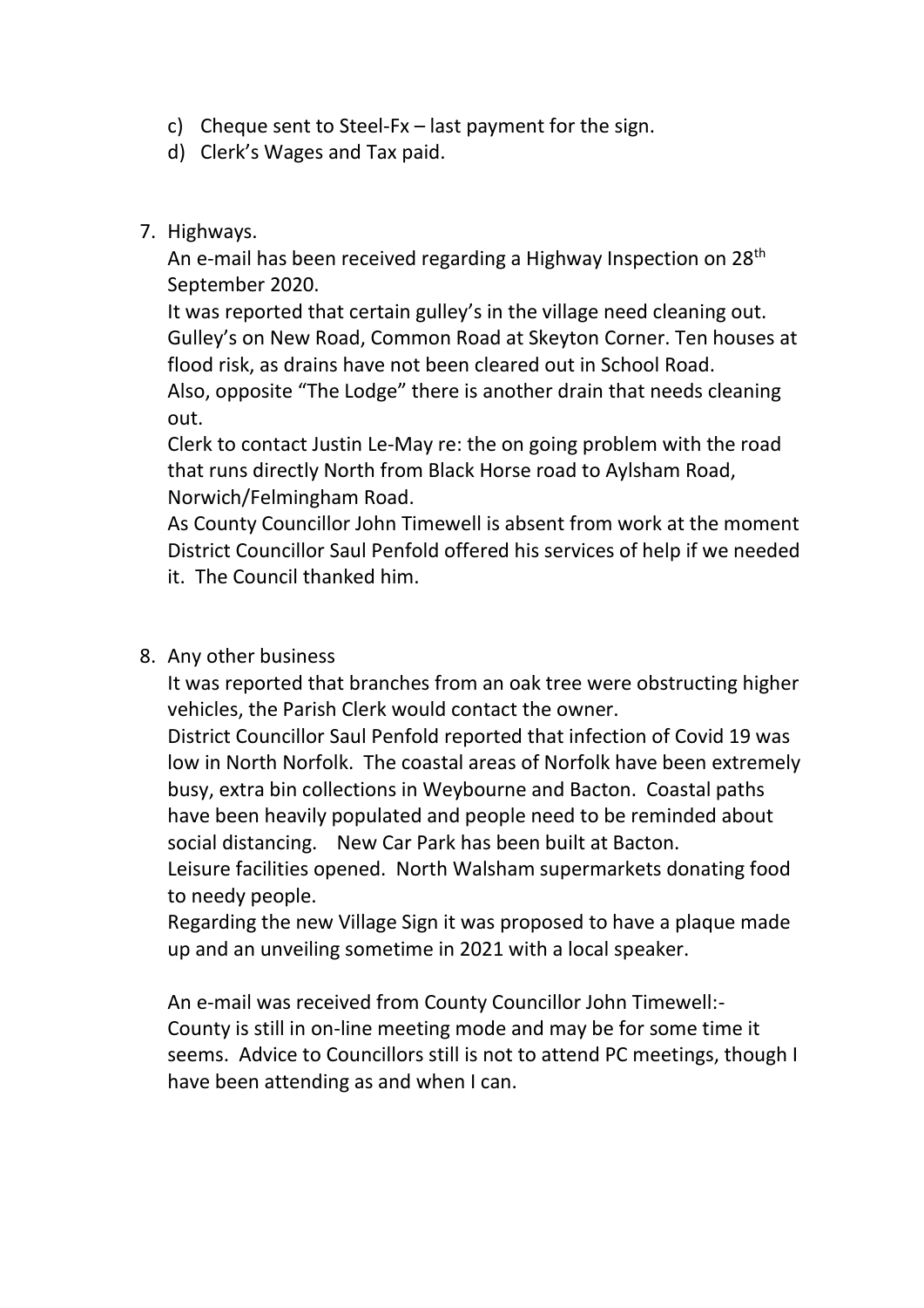c) Cheque sent to Steel-Fx – last payment for the sign.
d) Clerk's Wages and Tax paid.

7. Highways.

   An e-mail has been received regarding a Highway Inspection on 28th September 2020.

   It was reported that certain gulley's in the village need cleaning out. Gulley's on New Road, Common Road at Skeyton Corner. Ten houses at flood risk, as drains have not been cleared out in School Road.

   Also, opposite "The Lodge" there is another drain that needs cleaning out.

   Clerk to contact Justin Le-May re: the on going problem with the road that runs directly North from Black Horse road to Aylsham Road, Norwich/Felmingham Road.

   As County Councillor John Timewell is absent from work at the moment District Councillor Saul Penfold offered his services of help if we needed it. The Council thanked him.

8. Any other business

   It was reported that branches from an oak tree were obstructing higher vehicles, the Parish Clerk would contact the owner.

   District Councillor Saul Penfold reported that infection of Covid 19 was low in North Norfolk. The coastal areas of Norfolk have been extremely busy, extra bin collections in Weybourne and Bacton. Coastal paths have been heavily populated and people need to be reminded about social distancing. New Car Park has been built at Bacton.

   Leisure facilities opened. North Walsham supermarkets donating food to needy people.

   Regarding the new Village Sign it was proposed to have a plaque made up and an unveiling sometime in 2021 with a local speaker.

   An e-mail was received from County Councillor John Timewell:-
   County is still in on-line meeting mode and may be for some time it seems. Advice to Councillors still is not to attend PC meetings, though I have been attending as and when I can.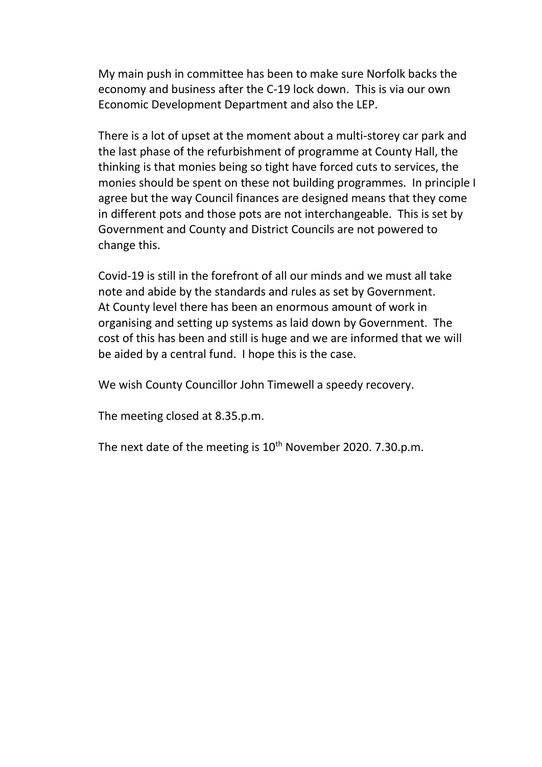My main push in committee has been to make sure Norfolk backs the economy and business after the C-19 lock down. This is via our own Economic Development Department and also the LEP.

There is a lot of upset at the moment about a multi-storey car park and the last phase of the refurbishment of programme at County Hall, the thinking is that monies being so tight have forced cuts to services, the monies should be spent on these not building programmes. In principle I agree but the way Council finances are designed means that they come in different pots and those pots are not interchangeable. This is set by Government and County and District Councils are not powered to change this.

Covid-19 is still in the forefront of all our minds and we must all take note and abide by the standards and rules as set by Government. At County level there has been an enormous amount of work in organising and setting up systems as laid down by Government. The cost of this has been and still is huge and we are informed that we will be aided by a central fund. I hope this is the case.

We wish County Councillor John Timewell a speedy recovery.

The meeting closed at 8.35.p.m.

The next date of the meeting is 10th November 2020. 7.30.p.m.